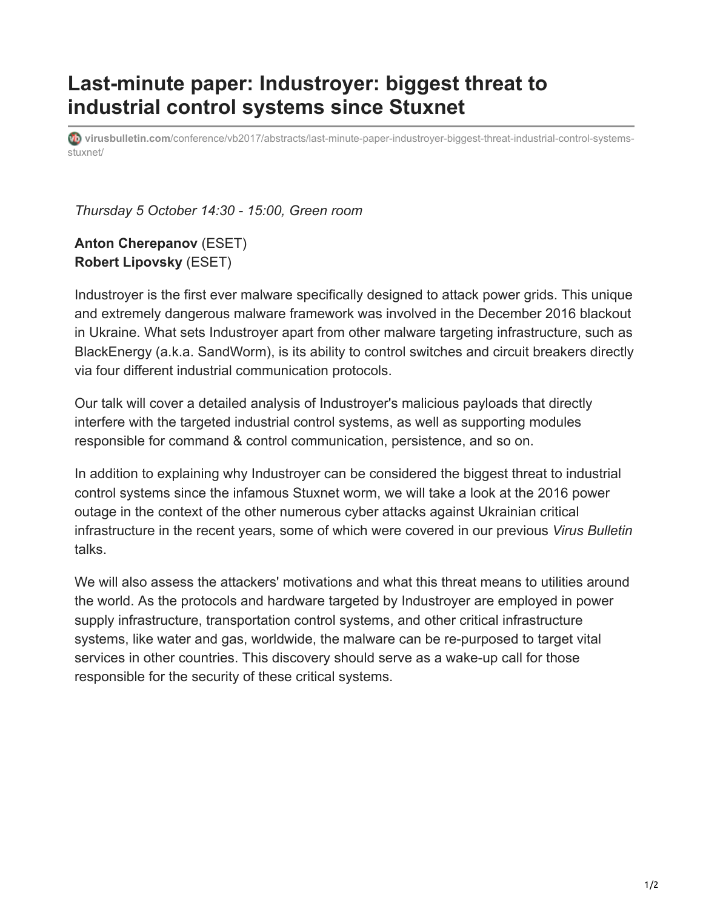# Last-minute paper: Industroyer: biggest threat to industrial control systems since Stuxnet

virusbulletin.com/conference/vb2017/abstracts/last-minute-paper-industroyer-biggest-threat-industrial-control-systems-stuxnet/

*Thursday 5 October 14:30 - 15:00, Green room*

**Anton Cherepanov** (ESET)
**Robert Lipovsky** (ESET)

Industroyer is the first ever malware specifically designed to attack power grids. This unique and extremely dangerous malware framework was involved in the December 2016 blackout in Ukraine. What sets Industroyer apart from other malware targeting infrastructure, such as BlackEnergy (a.k.a. SandWorm), is its ability to control switches and circuit breakers directly via four different industrial communication protocols.

Our talk will cover a detailed analysis of Industroyer's malicious payloads that directly interfere with the targeted industrial control systems, as well as supporting modules responsible for command & control communication, persistence, and so on.

In addition to explaining why Industroyer can be considered the biggest threat to industrial control systems since the infamous Stuxnet worm, we will take a look at the 2016 power outage in the context of the other numerous cyber attacks against Ukrainian critical infrastructure in the recent years, some of which were covered in our previous *Virus Bulletin* talks.

We will also assess the attackers' motivations and what this threat means to utilities around the world. As the protocols and hardware targeted by Industroyer are employed in power supply infrastructure, transportation control systems, and other critical infrastructure systems, like water and gas, worldwide, the malware can be re-purposed to target vital services in other countries. This discovery should serve as a wake-up call for those responsible for the security of these critical systems.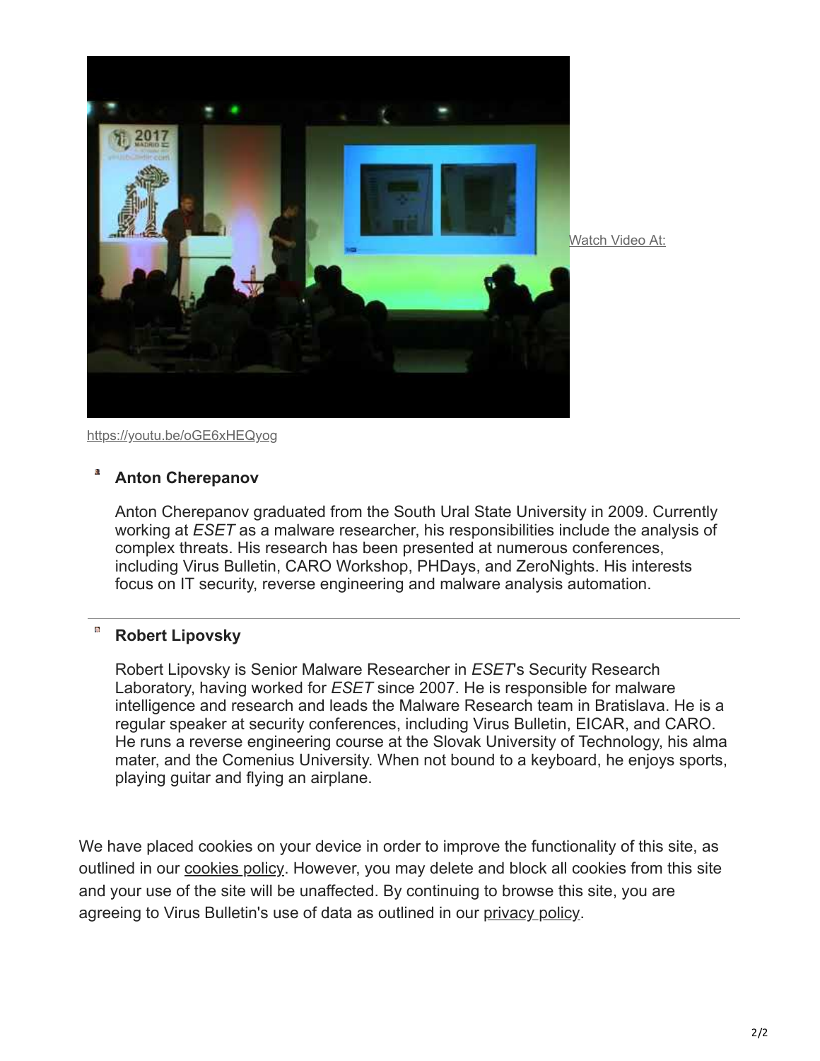Watch Video At:

https://youtu.be/oGE6xHEQyog

**Anton Cherepanov**

Anton Cherepanov graduated from the South Ural State University in 2009. Currently working at *ESET* as a malware researcher, his responsibilities include the analysis of complex threats. His research has been presented at numerous conferences, including Virus Bulletin, CARO Workshop, PHDays, and ZeroNights. His interests focus on IT security, reverse engineering and malware analysis automation.

---

**Robert Lipovsky**

Robert Lipovsky is Senior Malware Researcher in *ESET*'s Security Research Laboratory, having worked for *ESET* since 2007. He is responsible for malware intelligence and research and leads the Malware Research team in Bratislava. He is a regular speaker at security conferences, including Virus Bulletin, EICAR, and CARO. He runs a reverse engineering course at the Slovak University of Technology, his alma mater, and the Comenius University. When not bound to a keyboard, he enjoys sports, playing guitar and flying an airplane.

We have placed cookies on your device in order to improve the functionality of this site, as outlined in our cookies policy. However, you may delete and block all cookies from this site and your use of the site will be unaffected. By continuing to browse this site, you are agreeing to Virus Bulletin's use of data as outlined in our privacy policy.